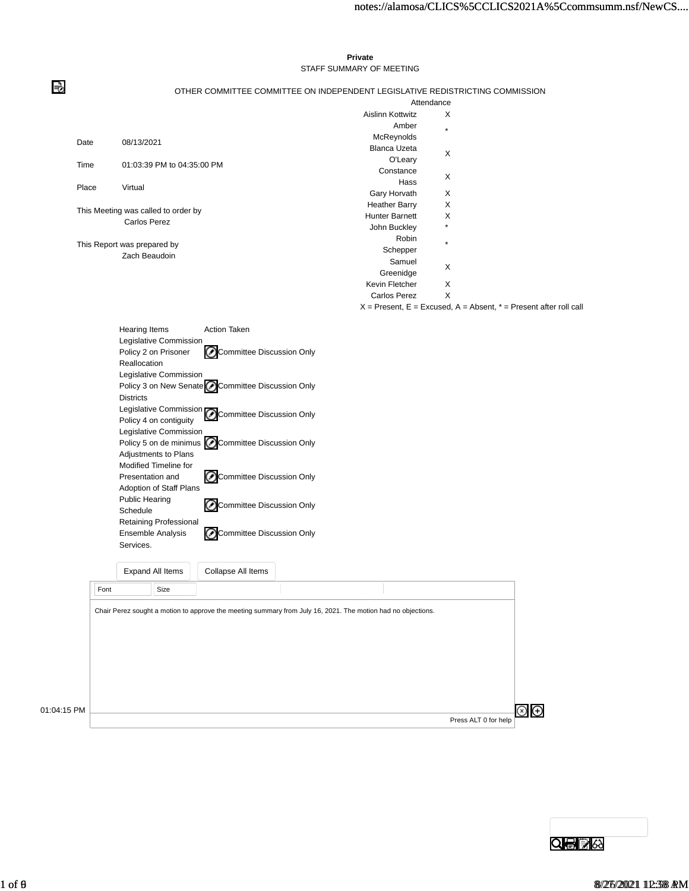**Private**

STAFF SUMMARY OF MEETING

OTHER COMMITTEE COMMITTEE ON INDEPENDENT LEGISLATIVE REDISTRICTING COMMISSION

| Date | 08/13/2021 |
| --- | --- |
| Time | 01:03:39 PM to 04:35:00 PM |
| Place | Virtual |

This Meeting was called to order by
Carlos Perez

This Report was prepared by
Zach Beaudoin

| Attendance | |
| --- | --- |
| Aislinn Kottwitz | X |
| Amber McReynolds | * |
| Blanca Uzeta O'Leary | X |
| Constance Hass | X |
| Gary Horvath | X |
| Heather Barry | X |
| Hunter Barnett | X |
| John Buckley | * |
| Robin Schepper | * |
| Samuel Greenidge | X |
| Kevin Fletcher | X |
| Carlos Perez | X |

X = Present, E = Excused, A = Absent, * = Present after roll call

| Hearing Items | Action Taken |
| --- | --- |
| Legislative Commission Policy 2 on Prisoner Reallocation | Committee Discussion Only |
| Legislative Commission Policy 3 on New Senate Districts | Committee Discussion Only |
| Legislative Commission Policy 4 on contiguity | Committee Discussion Only |
| Legislative Commission Policy 5 on de minimus Adjustments to Plans | Committee Discussion Only |
| Modified Timeline for Presentation and Adoption of Staff Plans | Committee Discussion Only |
| Public Hearing Schedule | Committee Discussion Only |
| Retaining Professional Ensemble Analysis Services. | Committee Discussion Only |

01:04:15 PM

Chair Perez sought a motion to approve the meeting summary from July 16, 2021. The motion had no objections.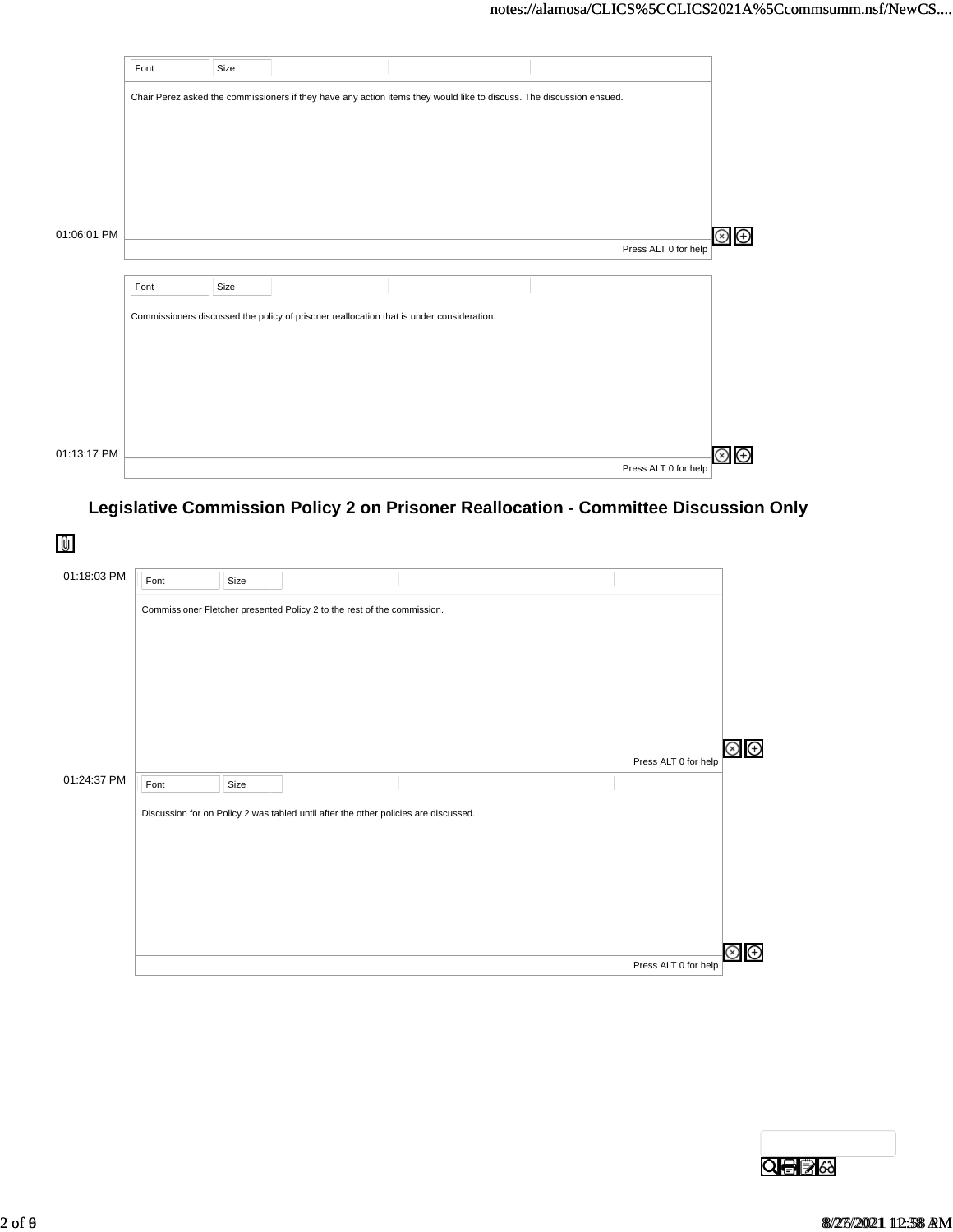01:06:01 PM

Chair Perez asked the commissioners if they have any action items they would like to discuss. The discussion ensued.

01:13:17 PM

Commissioners discussed the policy of prisoner reallocation that is under consideration.

## Legislative Commission Policy 2 on Prisoner Reallocation - Committee Discussion Only

01:18:03 PM

Commissioner Fletcher presented Policy 2 to the rest of the commission.

01:24:37 PM

Discussion for on Policy 2 was tabled until after the other policies are discussed.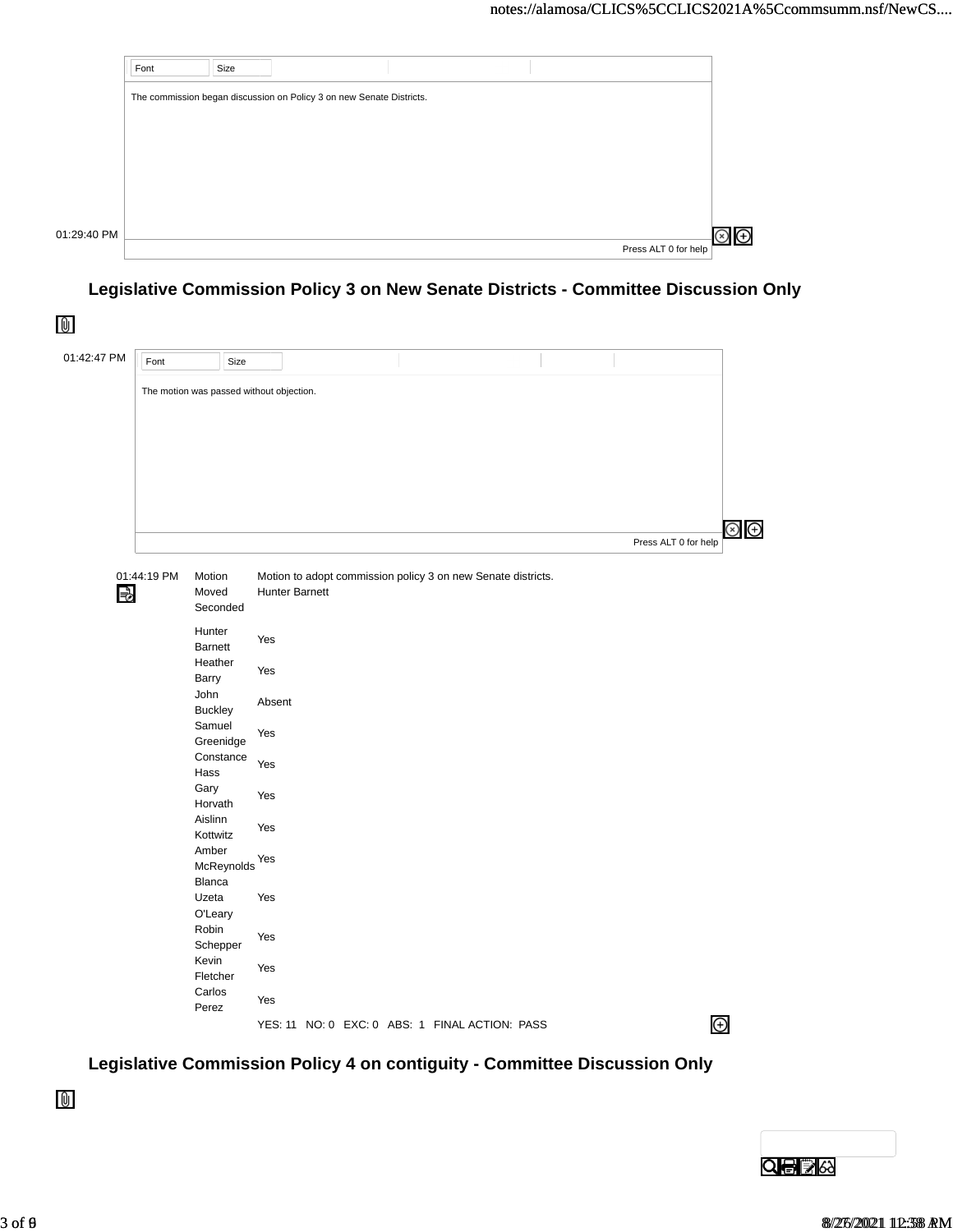01:29:40 PM

The commission began discussion on Policy 3 on new Senate Districts.

## Legislative Commission Policy 3 on New Senate Districts - Committee Discussion Only

01:42:47 PM

The motion was passed without objection.

01:44:19 PM

| | |
|---|---|
| Motion | Motion to adopt commission policy 3 on new Senate districts. |
| Moved | Hunter Barnett |
| Seconded | |
| Hunter Barnett | Yes |
| Heather Barry | Yes |
| John Buckley | Absent |
| Samuel Greenidge | Yes |
| Constance Hass | Yes |
| Gary Horvath | Yes |
| Aislinn Kottwitz | Yes |
| Amber McReynolds | Yes |
| Blanca Uzeta O'Leary | Yes |
| Robin Schepper | Yes |
| Kevin Fletcher | Yes |
| Carlos Perez | Yes |
| | YES: 11 NO: 0 EXC: 0 ABS: 1 FINAL ACTION: PASS |

## Legislative Commission Policy 4 on contiguity - Committee Discussion Only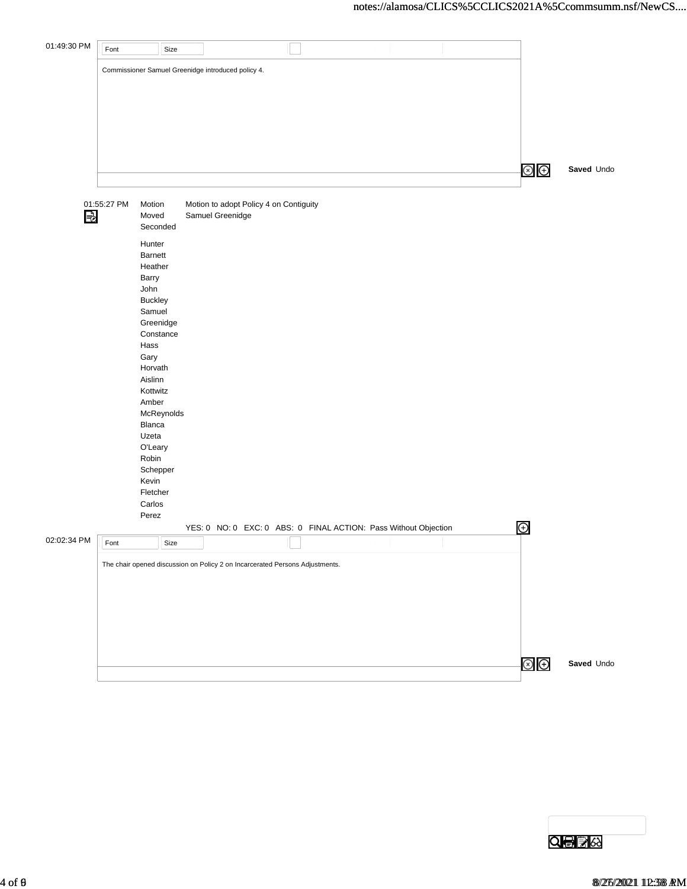01:49:30 PM

Commissioner Samuel Greenidge introduced policy 4.

01:55:27 PM

| | |
|---|---|
| Motion | Motion to adopt Policy 4 on Contiguity |
| Moved | Samuel Greenidge |
| Seconded | |
| Hunter Barnett | |
| Heather Barry | |
| John Buckley | |
| Samuel Greenidge | |
| Constance Hass | |
| Gary Horvath | |
| Aislinn Kottwitz | |
| Amber McReynolds | |
| Blanca Uzeta O'Leary | |
| Robin Schepper | |
| Kevin Fletcher | |
| Carlos Perez | |

YES: 0 NO: 0 EXC: 0 ABS: 0 FINAL ACTION: Pass Without Objection

02:02:34 PM

The chair opened discussion on Policy 2 on Incarcerated Persons Adjustments.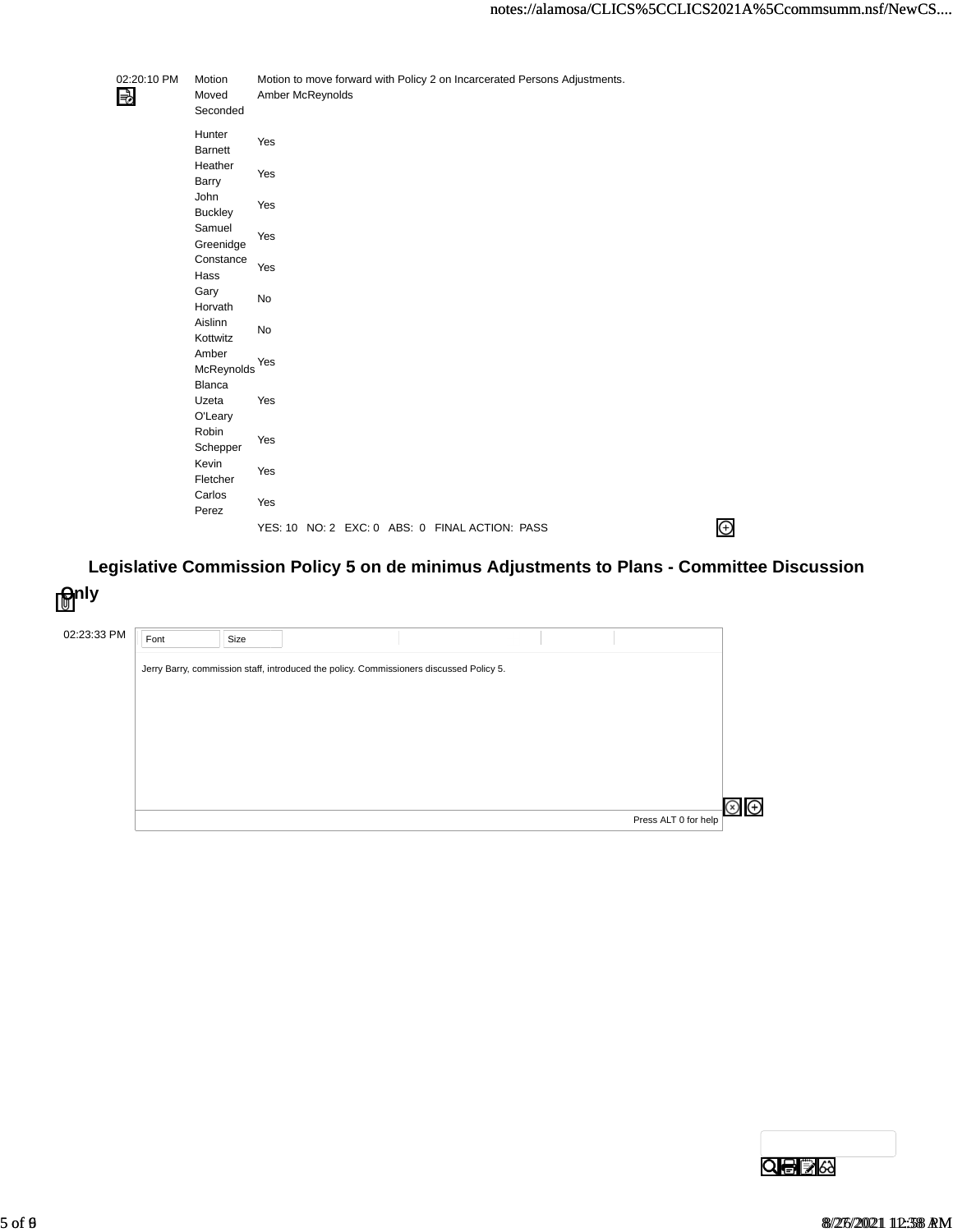| | | |
|---|---|---|
| 02:20:10 PM | Motion | Motion to move forward with Policy 2 on Incarcerated Persons Adjustments. |
| | Moved | Amber McReynolds |
| | Seconded | |
| | Hunter Barnett | Yes |
| | Heather Barry | Yes |
| | John Buckley | Yes |
| | Samuel Greenidge | Yes |
| | Constance Hass | Yes |
| | Gary Horvath | No |
| | Aislinn Kottwitz | No |
| | Amber McReynolds | Yes |
| | Blanca Uzeta O'Leary | Yes |
| | Robin Schepper | Yes |
| | Kevin Fletcher | Yes |
| | Carlos Perez | Yes |
| | | YES: 10 NO: 2 EXC: 0 ABS: 0 FINAL ACTION: PASS |

## Legislative Commission Policy 5 on de minimus Adjustments to Plans - Committee Discussion Only

02:23:33 PM

Jerry Barry, commission staff, introduced the policy. Commissioners discussed Policy 5.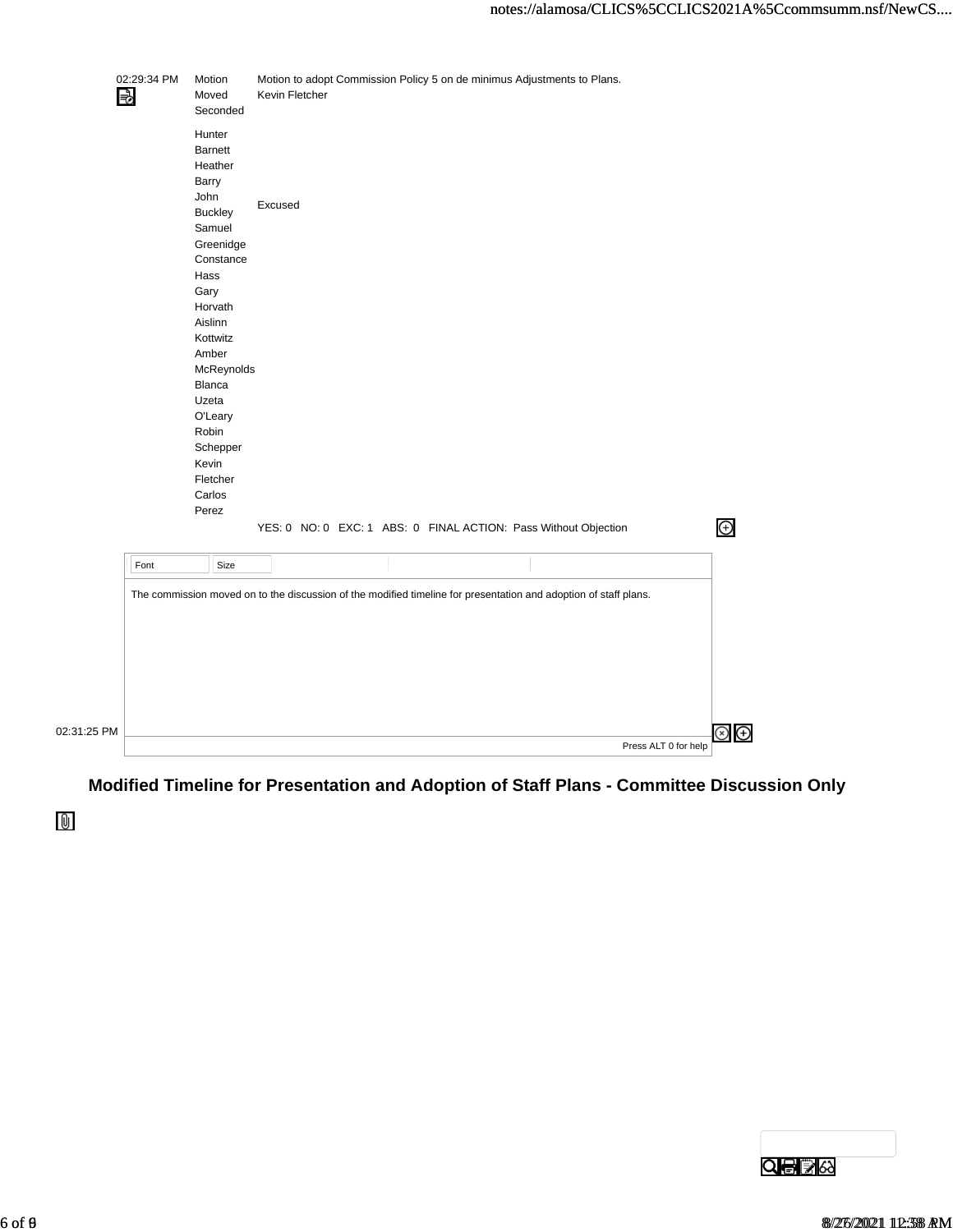| Time | | |
|---|---|---|
| 02:29:34 PM | Motion | Motion to adopt Commission Policy 5 on de minimus Adjustments to Plans. |
| | Moved | Kevin Fletcher |
| | Seconded | |
| | Hunter Barnett | |
| | Heather Barry | |
| | John Buckley | Excused |
| | Samuel Greenidge | |
| | Constance Hass | |
| | Gary Horvath | |
| | Aislinn Kottwitz | |
| | Amber McReynolds | |
| | Blanca Uzeta O'Leary | |
| | Robin Schepper | |
| | Kevin Fletcher | |
| | Carlos Perez | |
| | | YES: 0 NO: 0 EXC: 1 ABS: 0 FINAL ACTION: Pass Without Objection |

The commission moved on to the discussion of the modified timeline for presentation and adoption of staff plans.

02:31:25 PM

## Modified Timeline for Presentation and Adoption of Staff Plans - Committee Discussion Only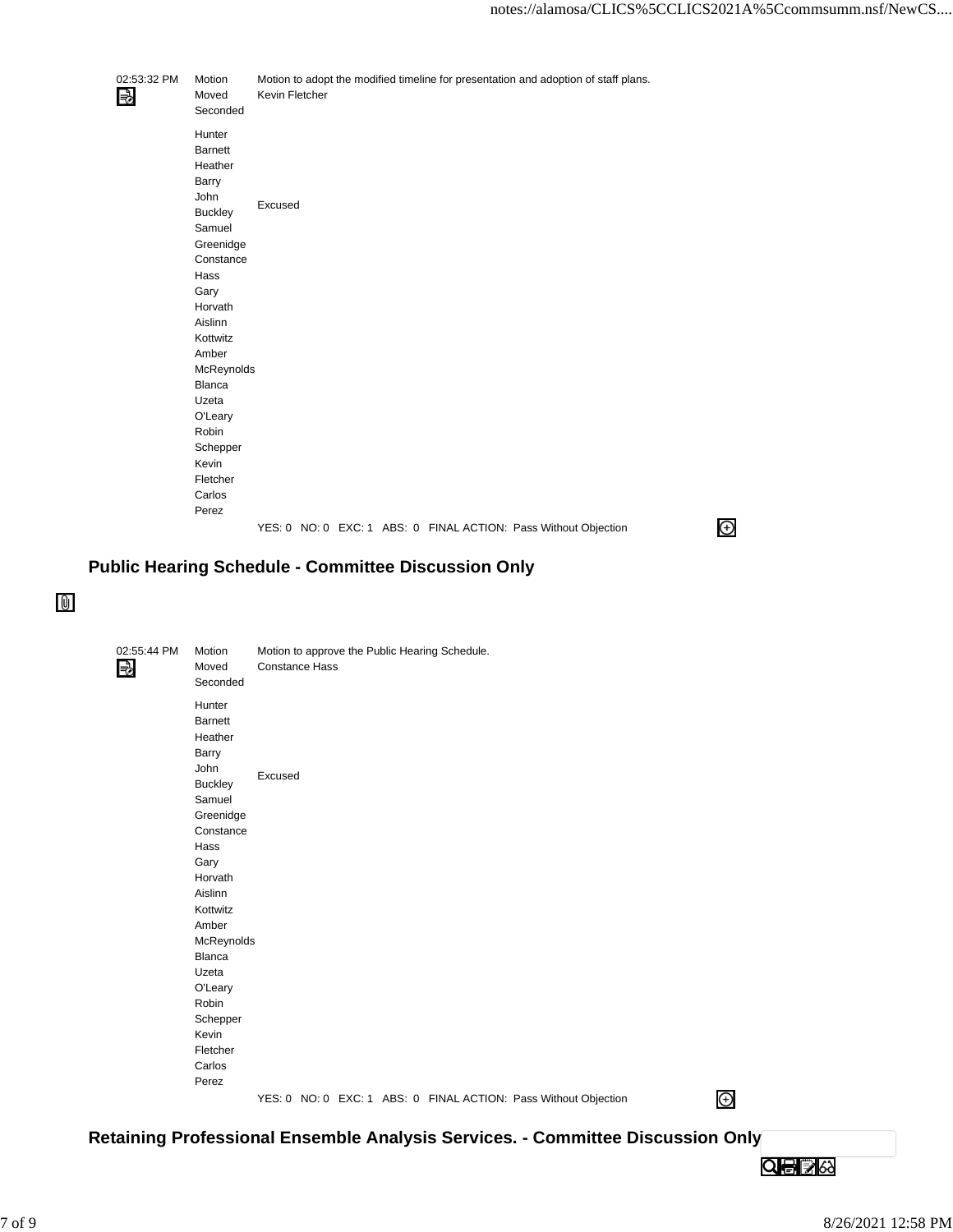| | | |
|---|---|---|
| 02:53:32 PM | Motion | Motion to adopt the modified timeline for presentation and adoption of staff plans. |
| | Moved | Kevin Fletcher |
| | Seconded | |
| | Hunter Barnett | |
| | Heather Barry | |
| | John Buckley | Excused |
| | Samuel Greenidge | |
| | Constance Hass | |
| | Gary Horvath | |
| | Aislinn Kottwitz | |
| | Amber McReynolds | |
| | Blanca Uzeta O'Leary | |
| | Robin Schepper | |
| | Kevin Fletcher | |
| | Carlos Perez | |
| | | YES: 0 NO: 0 EXC: 1 ABS: 0 FINAL ACTION: Pass Without Objection |

## Public Hearing Schedule - Committee Discussion Only

| | | |
|---|---|---|
| 02:55:44 PM | Motion | Motion to approve the Public Hearing Schedule. |
| | Moved | Constance Hass |
| | Seconded | |
| | Hunter Barnett | |
| | Heather Barry | |
| | John Buckley | Excused |
| | Samuel Greenidge | |
| | Constance Hass | |
| | Gary Horvath | |
| | Aislinn Kottwitz | |
| | Amber McReynolds | |
| | Blanca Uzeta O'Leary | |
| | Robin Schepper | |
| | Kevin Fletcher | |
| | Carlos Perez | |
| | | YES: 0 NO: 0 EXC: 1 ABS: 0 FINAL ACTION: Pass Without Objection |

## Retaining Professional Ensemble Analysis Services. - Committee Discussion Only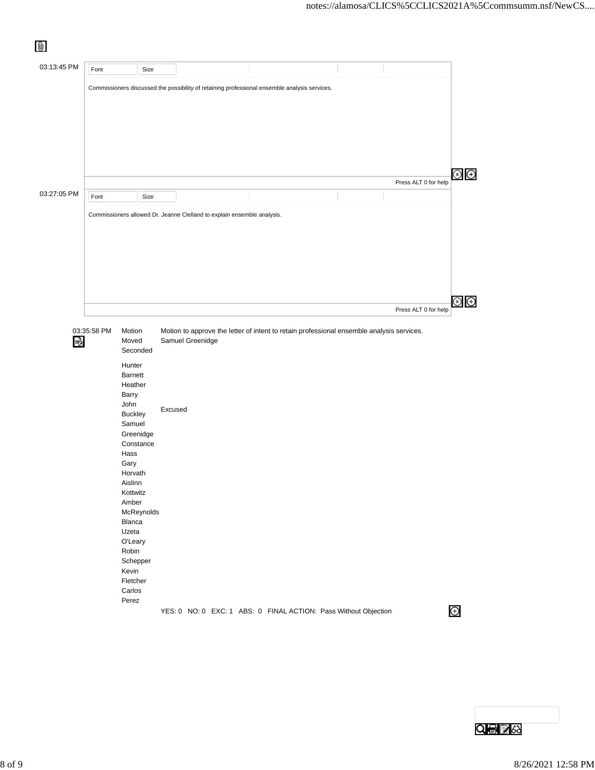03:13:45 PM

Commissioners discussed the possibility of retaining professional ensemble analysis services.

03:27:05 PM

Commissioners allowed Dr. Jeanne Clelland to explain ensemble analysis.

| 03:35:58 PM | Motion | Motion to approve the letter of intent to retain professional ensemble analysis services. |
|---|---|---|
| | Moved | Samuel Greenidge |
| | Seconded | |
| | Hunter Barnett | |
| | Heather Barry | |
| | John Buckley | Excused |
| | Samuel Greenidge | |
| | Constance Hass | |
| | Gary Horvath | |
| | Aislinn Kottwitz | |
| | Amber McReynolds | |
| | Blanca Uzeta O'Leary | |
| | Robin Schepper | |
| | Kevin Fletcher | |
| | Carlos Perez | |
| | | YES: 0 NO: 0 EXC: 1 ABS: 0 FINAL ACTION: Pass Without Objection |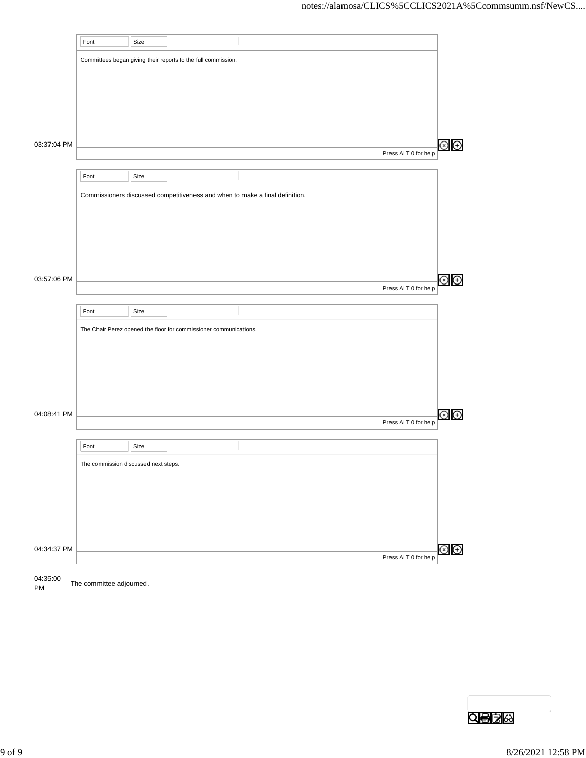| | |
|---|---|
| 03:37:04 PM | Committees began giving their reports to the full commission. |
| 03:57:06 PM | Commissioners discussed competitiveness and when to make a final definition. |
| 04:08:41 PM | The Chair Perez opened the floor for commissioner communications. |
| 04:34:37 PM | The commission discussed next steps. |
| 04:35:00 PM | The committee adjourned. |